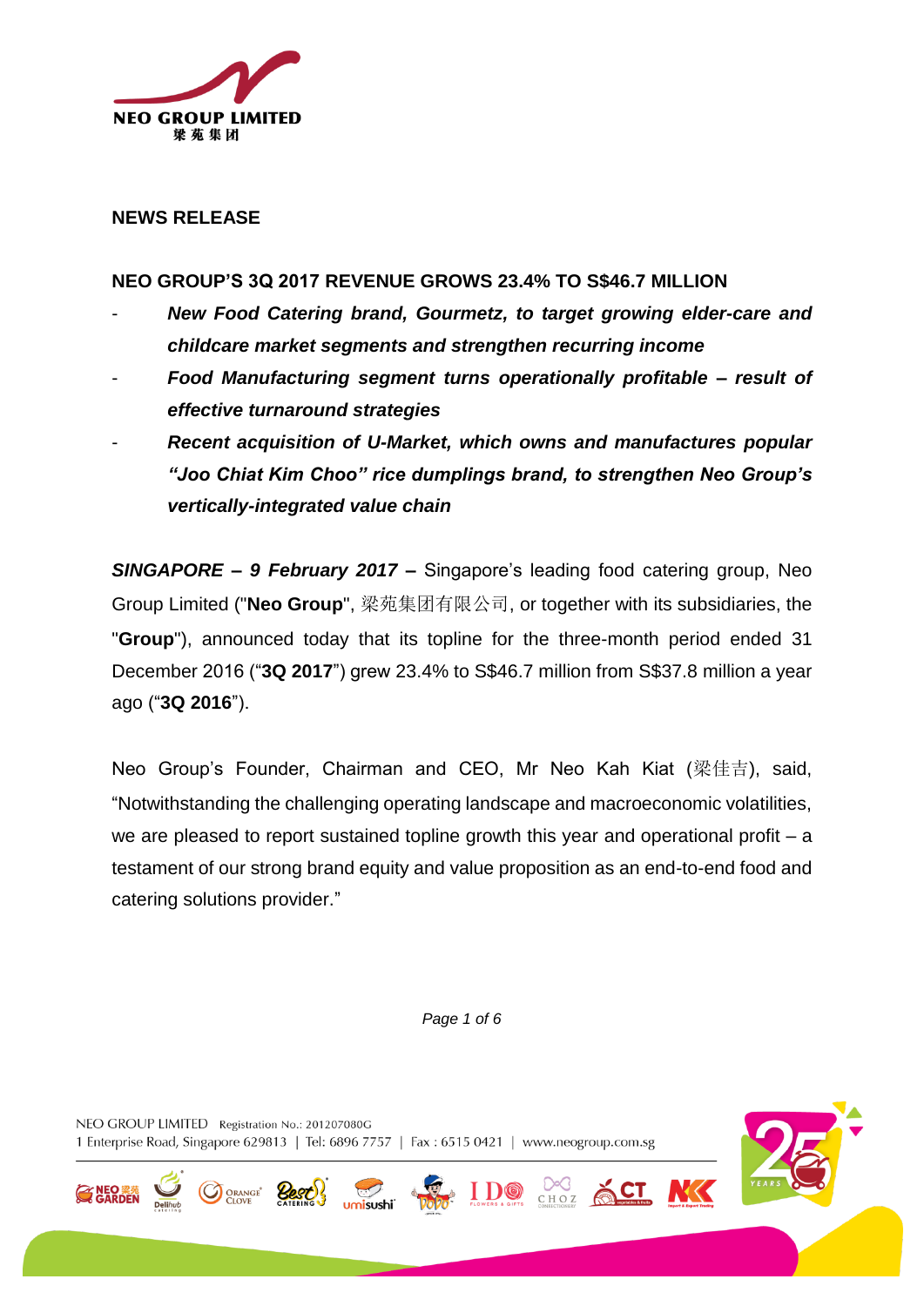**NEWS RELEASE**

## NEO GROUP'S 3Q 2017 REVENUE GROWS 23.4% TO S$46.7 MILLION

- ***New Food Catering brand, Gourmetz, to target growing elder-care and childcare market segments and strengthen recurring income***
- ***Food Manufacturing segment turns operationally profitable – result of effective turnaround strategies***
- ***Recent acquisition of U-Market, which owns and manufactures popular "Joo Chiat Kim Choo" rice dumplings brand, to strengthen Neo Group's vertically-integrated value chain***

***SINGAPORE – 9 February 2017 –*** Singapore's leading food catering group, Neo Group Limited ("**Neo Group**", 梁苑集团有限公司, or together with its subsidiaries, the "**Group**"), announced today that its topline for the three-month period ended 31 December 2016 ("**3Q 2017**") grew 23.4% to S$46.7 million from S$37.8 million a year ago ("**3Q 2016**").

Neo Group's Founder, Chairman and CEO, Mr Neo Kah Kiat (梁佳吉), said, "Notwithstanding the challenging operating landscape and macroeconomic volatilities, we are pleased to report sustained topline growth this year and operational profit – a testament of our strong brand equity and value proposition as an end-to-end food and catering solutions provider."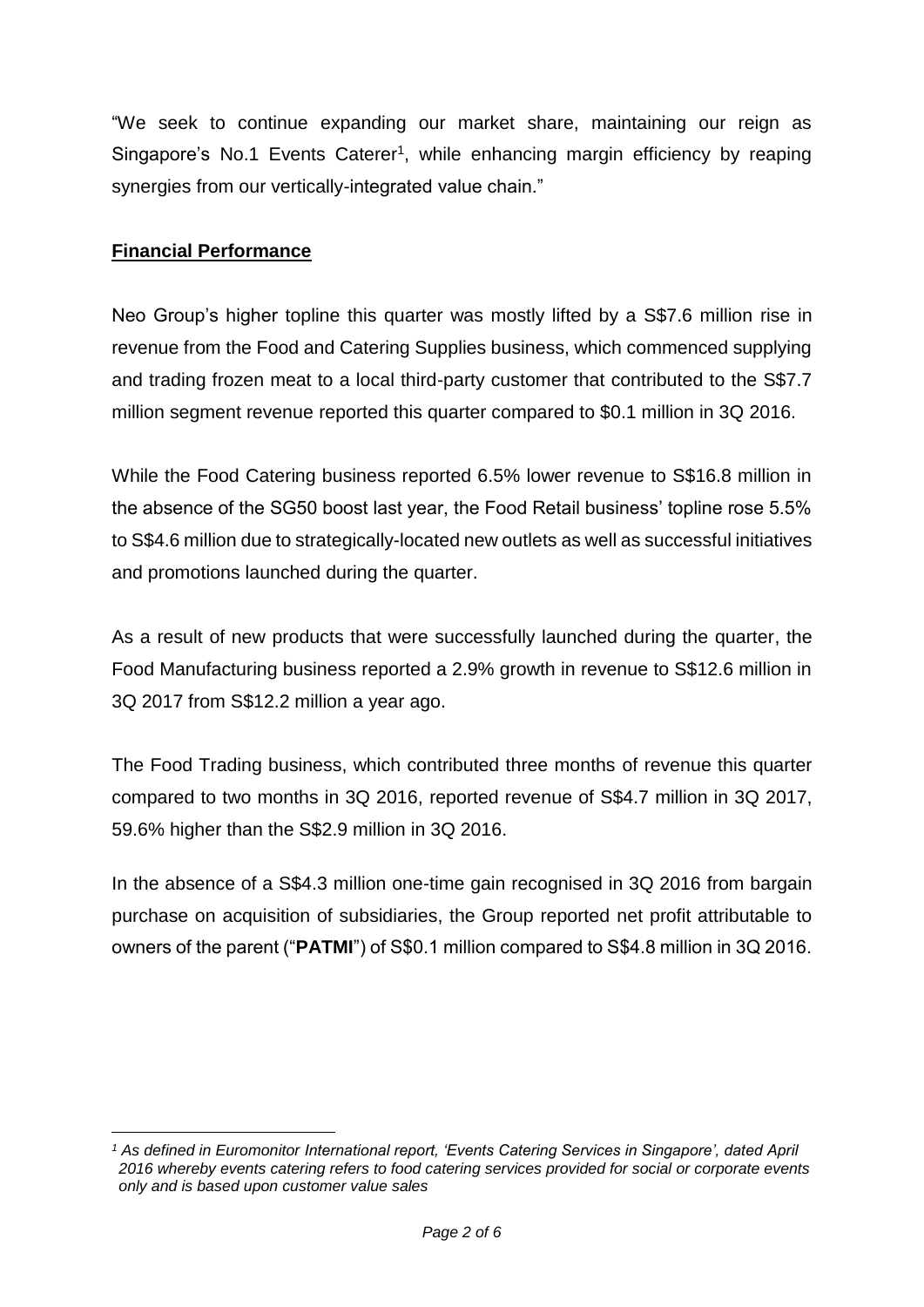"We seek to continue expanding our market share, maintaining our reign as Singapore's No.1 Events Caterer[1], while enhancing margin efficiency by reaping synergies from our vertically-integrated value chain."

## Financial Performance

Neo Group's higher topline this quarter was mostly lifted by a S$7.6 million rise in revenue from the Food and Catering Supplies business, which commenced supplying and trading frozen meat to a local third-party customer that contributed to the S$7.7 million segment revenue reported this quarter compared to $0.1 million in 3Q 2016.

While the Food Catering business reported 6.5% lower revenue to S$16.8 million in the absence of the SG50 boost last year, the Food Retail business' topline rose 5.5% to S$4.6 million due to strategically-located new outlets as well as successful initiatives and promotions launched during the quarter.

As a result of new products that were successfully launched during the quarter, the Food Manufacturing business reported a 2.9% growth in revenue to S$12.6 million in 3Q 2017 from S$12.2 million a year ago.

The Food Trading business, which contributed three months of revenue this quarter compared to two months in 3Q 2016, reported revenue of S$4.7 million in 3Q 2017, 59.6% higher than the S$2.9 million in 3Q 2016.

In the absence of a S$4.3 million one-time gain recognised in 3Q 2016 from bargain purchase on acquisition of subsidiaries, the Group reported net profit attributable to owners of the parent ("**PATMI**") of S$0.1 million compared to S$4.8 million in 3Q 2016.

---

*[1] As defined in Euromonitor International report, 'Events Catering Services in Singapore', dated April 2016 whereby events catering refers to food catering services provided for social or corporate events only and is based upon customer value sales*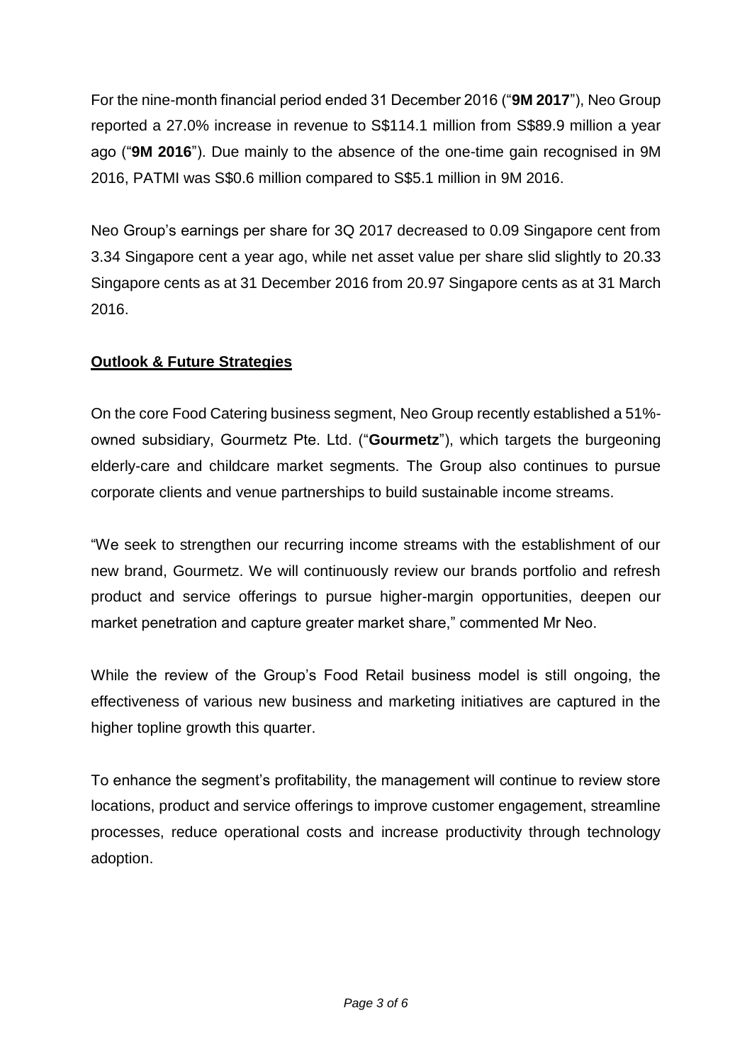For the nine-month financial period ended 31 December 2016 ("**9M 2017**"), Neo Group reported a 27.0% increase in revenue to S$114.1 million from S$89.9 million a year ago ("**9M 2016**"). Due mainly to the absence of the one-time gain recognised in 9M 2016, PATMI was S$0.6 million compared to S$5.1 million in 9M 2016.

Neo Group's earnings per share for 3Q 2017 decreased to 0.09 Singapore cent from 3.34 Singapore cent a year ago, while net asset value per share slid slightly to 20.33 Singapore cents as at 31 December 2016 from 20.97 Singapore cents as at 31 March 2016.

**Outlook & Future Strategies**

On the core Food Catering business segment, Neo Group recently established a 51%-owned subsidiary, Gourmetz Pte. Ltd. ("**Gourmetz**"), which targets the burgeoning elderly-care and childcare market segments. The Group also continues to pursue corporate clients and venue partnerships to build sustainable income streams.

"We seek to strengthen our recurring income streams with the establishment of our new brand, Gourmetz. We will continuously review our brands portfolio and refresh product and service offerings to pursue higher-margin opportunities, deepen our market penetration and capture greater market share," commented Mr Neo.

While the review of the Group's Food Retail business model is still ongoing, the effectiveness of various new business and marketing initiatives are captured in the higher topline growth this quarter.

To enhance the segment's profitability, the management will continue to review store locations, product and service offerings to improve customer engagement, streamline processes, reduce operational costs and increase productivity through technology adoption.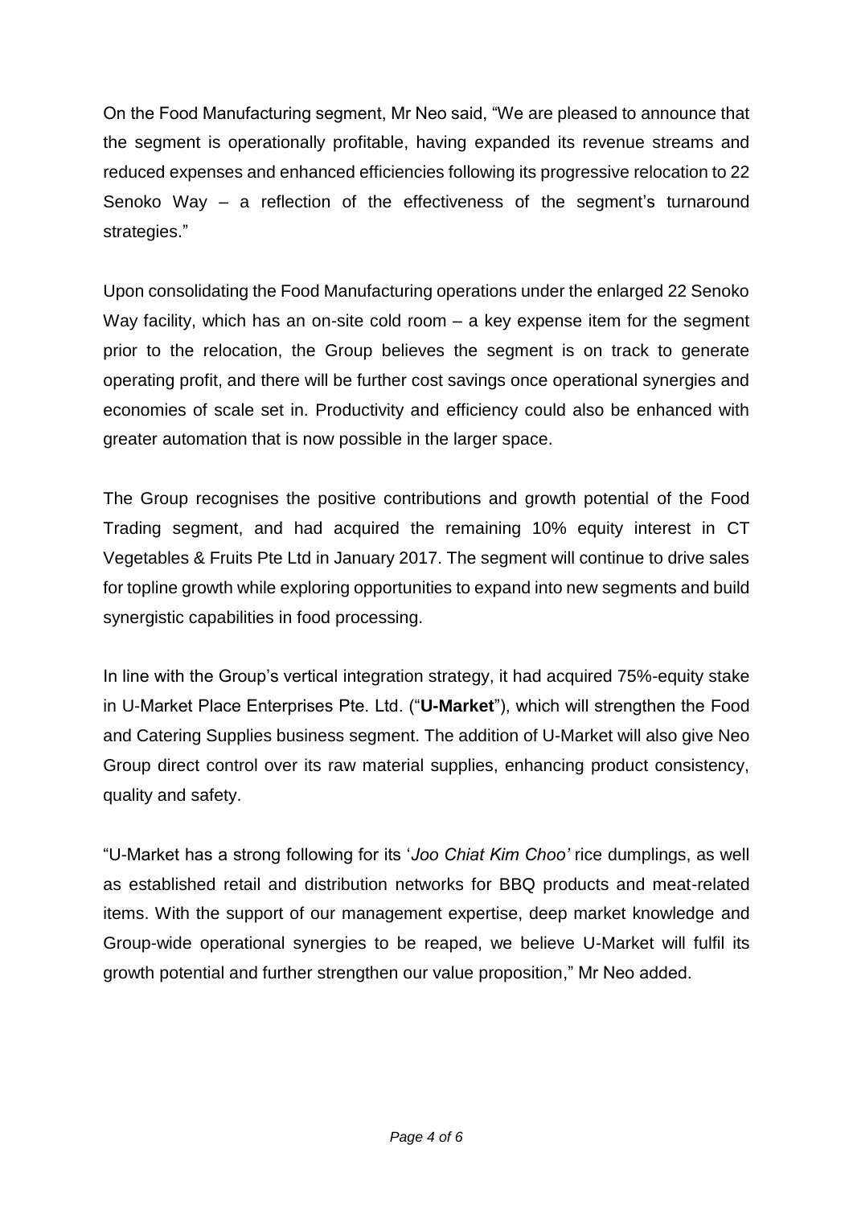On the Food Manufacturing segment, Mr Neo said, "We are pleased to announce that the segment is operationally profitable, having expanded its revenue streams and reduced expenses and enhanced efficiencies following its progressive relocation to 22 Senoko Way – a reflection of the effectiveness of the segment's turnaround strategies."

Upon consolidating the Food Manufacturing operations under the enlarged 22 Senoko Way facility, which has an on-site cold room – a key expense item for the segment prior to the relocation, the Group believes the segment is on track to generate operating profit, and there will be further cost savings once operational synergies and economies of scale set in. Productivity and efficiency could also be enhanced with greater automation that is now possible in the larger space.

The Group recognises the positive contributions and growth potential of the Food Trading segment, and had acquired the remaining 10% equity interest in CT Vegetables & Fruits Pte Ltd in January 2017. The segment will continue to drive sales for topline growth while exploring opportunities to expand into new segments and build synergistic capabilities in food processing.

In line with the Group's vertical integration strategy, it had acquired 75%-equity stake in U-Market Place Enterprises Pte. Ltd. ("**U-Market**"), which will strengthen the Food and Catering Supplies business segment. The addition of U-Market will also give Neo Group direct control over its raw material supplies, enhancing product consistency, quality and safety.

"U-Market has a strong following for its '*Joo Chiat Kim Choo'* rice dumplings, as well as established retail and distribution networks for BBQ products and meat-related items. With the support of our management expertise, deep market knowledge and Group-wide operational synergies to be reaped, we believe U-Market will fulfil its growth potential and further strengthen our value proposition," Mr Neo added.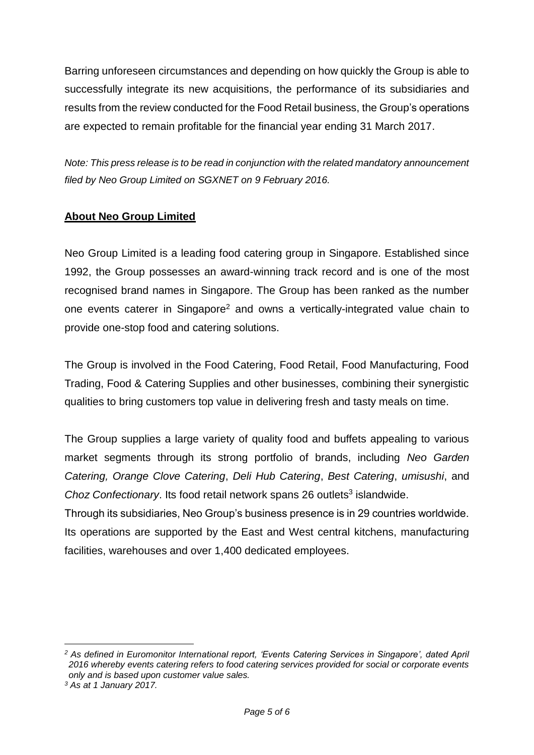Barring unforeseen circumstances and depending on how quickly the Group is able to successfully integrate its new acquisitions, the performance of its subsidiaries and results from the review conducted for the Food Retail business, the Group's operations are expected to remain profitable for the financial year ending 31 March 2017.

*Note: This press release is to be read in conjunction with the related mandatory announcement filed by Neo Group Limited on SGXNET on 9 February 2016.*

**About Neo Group Limited**

Neo Group Limited is a leading food catering group in Singapore. Established since 1992, the Group possesses an award-winning track record and is one of the most recognised brand names in Singapore. The Group has been ranked as the number one events caterer in Singapore[2] and owns a vertically-integrated value chain to provide one-stop food and catering solutions.

The Group is involved in the Food Catering, Food Retail, Food Manufacturing, Food Trading, Food & Catering Supplies and other businesses, combining their synergistic qualities to bring customers top value in delivering fresh and tasty meals on time.

The Group supplies a large variety of quality food and buffets appealing to various market segments through its strong portfolio of brands, including *Neo Garden Catering, Orange Clove Catering*, *Deli Hub Catering*, *Best Catering*, *umisushi*, and *Choz Confectionary*. Its food retail network spans 26 outlets[3] islandwide.

Through its subsidiaries, Neo Group's business presence is in 29 countries worldwide. Its operations are supported by the East and West central kitchens, manufacturing facilities, warehouses and over 1,400 dedicated employees.

---

*[2] As defined in Euromonitor International report, 'Events Catering Services in Singapore', dated April 2016 whereby events catering refers to food catering services provided for social or corporate events only and is based upon customer value sales.*

*[3] As at 1 January 2017.*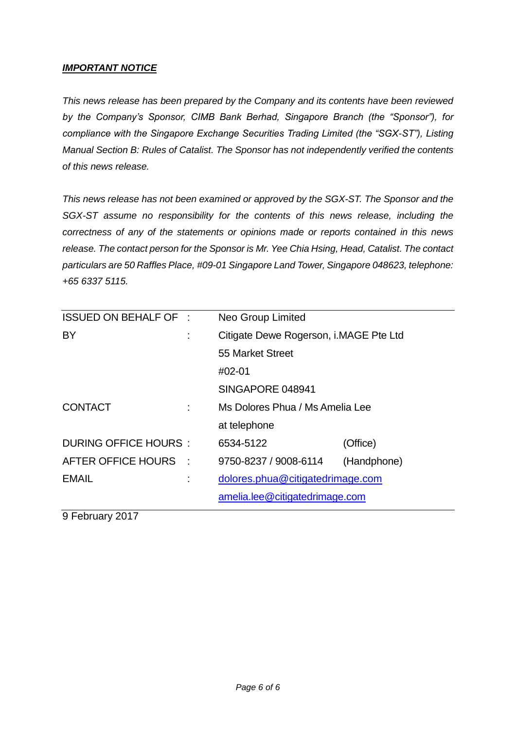***IMPORTANT NOTICE***

*This news release has been prepared by the Company and its contents have been reviewed by the Company's Sponsor, CIMB Bank Berhad, Singapore Branch (the "Sponsor"), for compliance with the Singapore Exchange Securities Trading Limited (the "SGX-ST"), Listing Manual Section B: Rules of Catalist. The Sponsor has not independently verified the contents of this news release.*

*This news release has not been examined or approved by the SGX-ST. The Sponsor and the SGX-ST assume no responsibility for the contents of this news release, including the correctness of any of the statements or opinions made or reports contained in this news release. The contact person for the Sponsor is Mr. Yee Chia Hsing, Head, Catalist. The contact particulars are 50 Raffles Place, #09-01 Singapore Land Tower, Singapore 048623, telephone: +65 6337 5115.*

| | | | |
|---|---|---|---|
| ISSUED ON BEHALF OF | : | Neo Group Limited | |
| BY | : | Citigate Dewe Rogerson, i.MAGE Pte Ltd | |
| | | 55 Market Street | |
| | | #02-01 | |
| | | SINGAPORE 048941 | |
| CONTACT | : | Ms Dolores Phua / Ms Amelia Lee | |
| | | at telephone | |
| DURING OFFICE HOURS | : | 6534-5122 | (Office) |
| AFTER OFFICE HOURS | : | 9750-8237 / 9008-6114 | (Handphone) |
| EMAIL | : | dolores.phua@citigatedrimage.com | |
| | | amelia.lee@citigatedrimage.com | |

9 February 2017